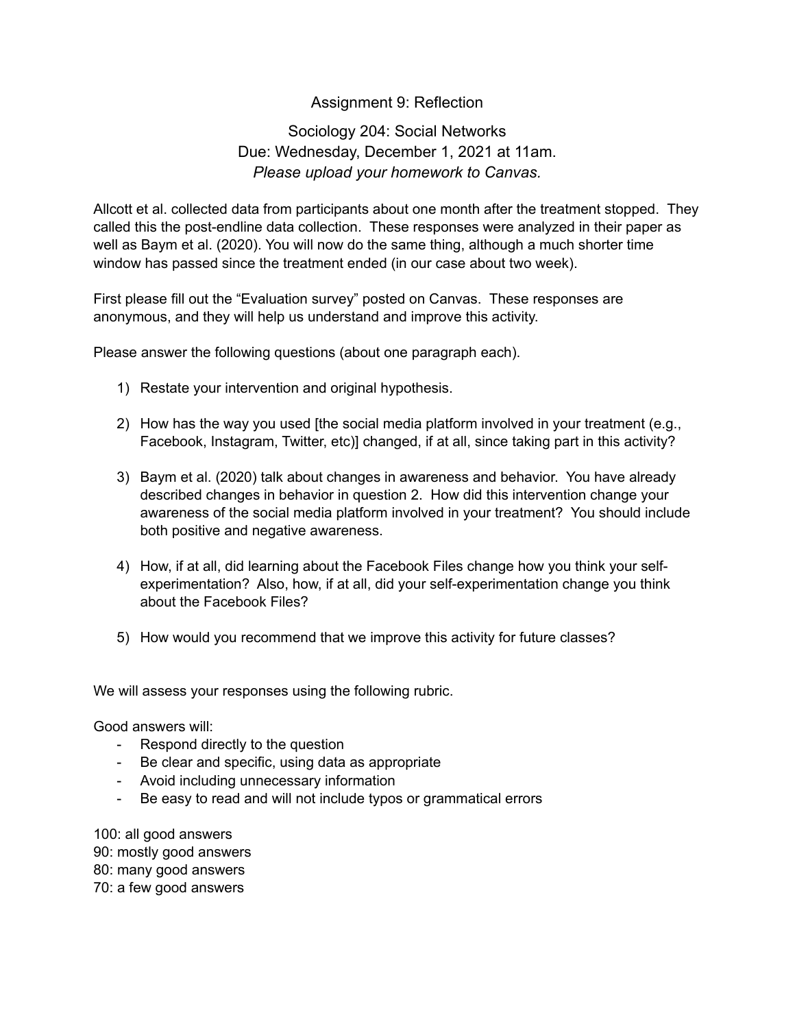# Assignment 9: Reflection

## Sociology 204: Social Networks

Due: Wednesday, December 1, 2021 at 11am.

*Please upload your homework to Canvas.*

Allcott et al. collected data from participants about one month after the treatment stopped. They called this the post-endline data collection. These responses were analyzed in their paper as well as Baym et al. (2020). You will now do the same thing, although a much shorter time window has passed since the treatment ended (in our case about two week).

First please fill out the "Evaluation survey" posted on Canvas. These responses are anonymous, and they will help us understand and improve this activity.

Please answer the following questions (about one paragraph each).

1) Restate your intervention and original hypothesis.

2) How has the way you used [the social media platform involved in your treatment (e.g., Facebook, Instagram, Twitter, etc)] changed, if at all, since taking part in this activity?

3) Baym et al. (2020) talk about changes in awareness and behavior. You have already described changes in behavior in question 2. How did this intervention change your awareness of the social media platform involved in your treatment? You should include both positive and negative awareness.

4) How, if at all, did learning about the Facebook Files change how you think your self-experimentation? Also, how, if at all, did your self-experimentation change you think about the Facebook Files?

5) How would you recommend that we improve this activity for future classes?

We will assess your responses using the following rubric.

Good answers will:

- Respond directly to the question
- Be clear and specific, using data as appropriate
- Avoid including unnecessary information
- Be easy to read and will not include typos or grammatical errors

100: all good answers  
90: mostly good answers  
80: many good answers  
70: a few good answers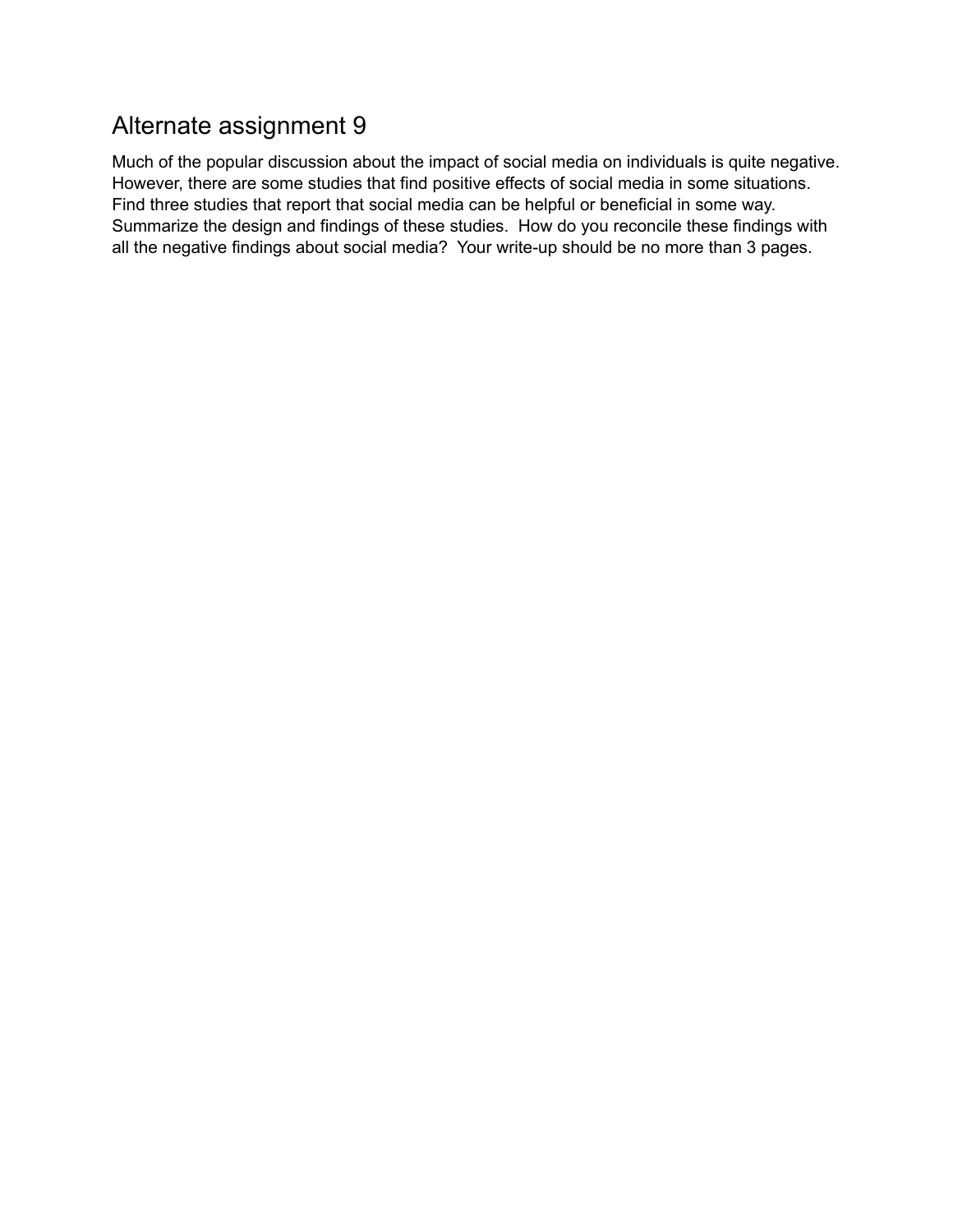# Alternate assignment 9

Much of the popular discussion about the impact of social media on individuals is quite negative. However, there are some studies that find positive effects of social media in some situations. Find three studies that report that social media can be helpful or beneficial in some way. Summarize the design and findings of these studies. How do you reconcile these findings with all the negative findings about social media? Your write-up should be no more than 3 pages.